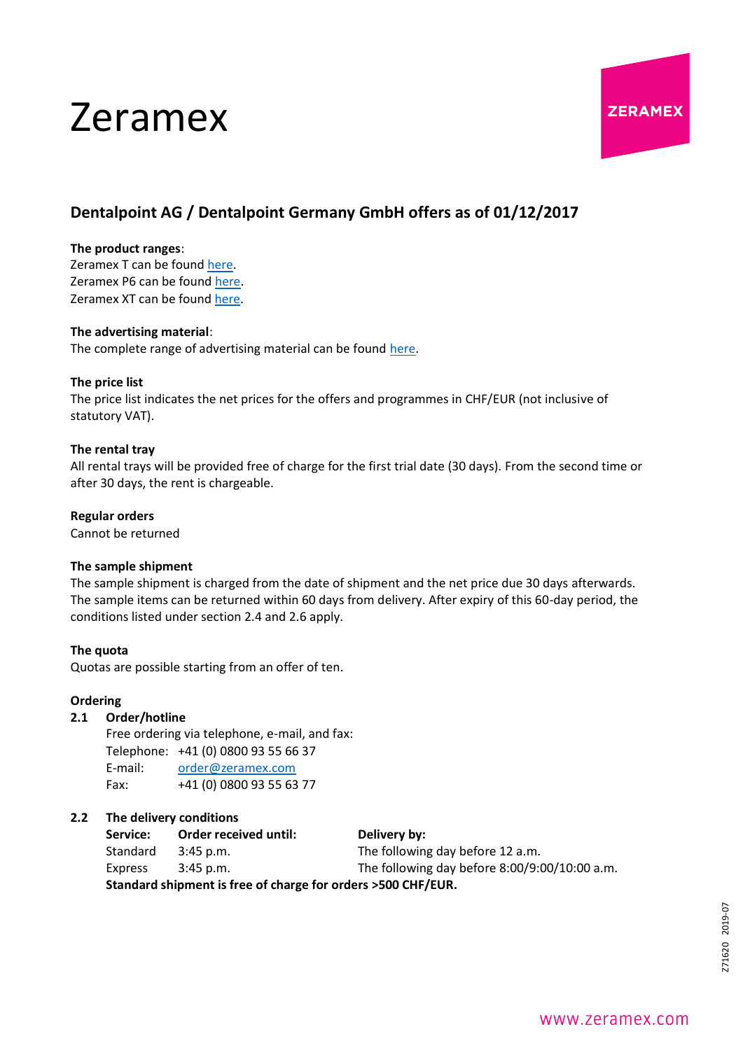# Zeramex

## Dentalpoint AG / Dentalpoint Germany GmbH offers as of 01/12/2017

**The product ranges**:
Zeramex T can be found here.
Zeramex P6 can be found here.
Zeramex XT can be found here.

**The advertising material**:
The complete range of advertising material can be found here.

**The price list**
The price list indicates the net prices for the offers and programmes in CHF/EUR (not inclusive of statutory VAT).

**The rental tray**
All rental trays will be provided free of charge for the first trial date (30 days). From the second time or after 30 days, the rent is chargeable.

**Regular orders**
Cannot be returned

**The sample shipment**
The sample shipment is charged from the date of shipment and the net price due 30 days afterwards. The sample items can be returned within 60 days from delivery. After expiry of this 60-day period, the conditions listed under section 2.4 and 2.6 apply.

**The quota**
Quotas are possible starting from an offer of ten.

**Ordering**

**2.1 Order/hotline**

Free ordering via telephone, e-mail, and fax:

Telephone: +41 (0) 0800 93 55 66 37
E-mail: order@zeramex.com
Fax: +41 (0) 0800 93 55 63 77

**2.2 The delivery conditions**

| Service: | Order received until: | Delivery by: |
|---|---|---|
| Standard | 3:45 p.m. | The following day before 12 a.m. |
| Express | 3:45 p.m. | The following day before 8:00/9:00/10:00 a.m. |

**Standard shipment is free of charge for orders >500 CHF/EUR.**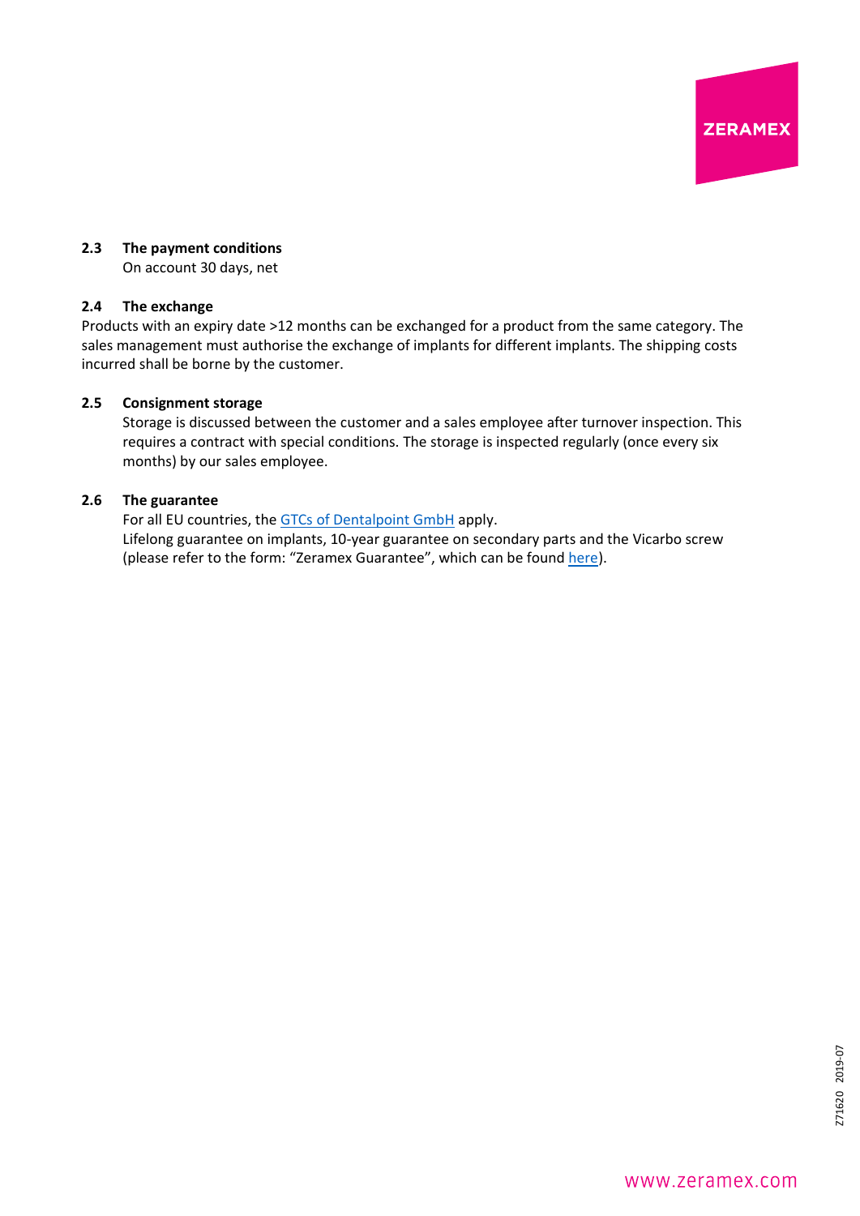### 2.3 The payment conditions

On account 30 days, net

### 2.4 The exchange

Products with an expiry date >12 months can be exchanged for a product from the same category. The sales management must authorise the exchange of implants for different implants. The shipping costs incurred shall be borne by the customer.

### 2.5 Consignment storage

Storage is discussed between the customer and a sales employee after turnover inspection. This requires a contract with special conditions. The storage is inspected regularly (once every six months) by our sales employee.

### 2.6 The guarantee

For all EU countries, the GTCs of Dentalpoint GmbH apply.
Lifelong guarantee on implants, 10-year guarantee on secondary parts and the Vicarbo screw (please refer to the form: "Zeramex Guarantee", which can be found here).